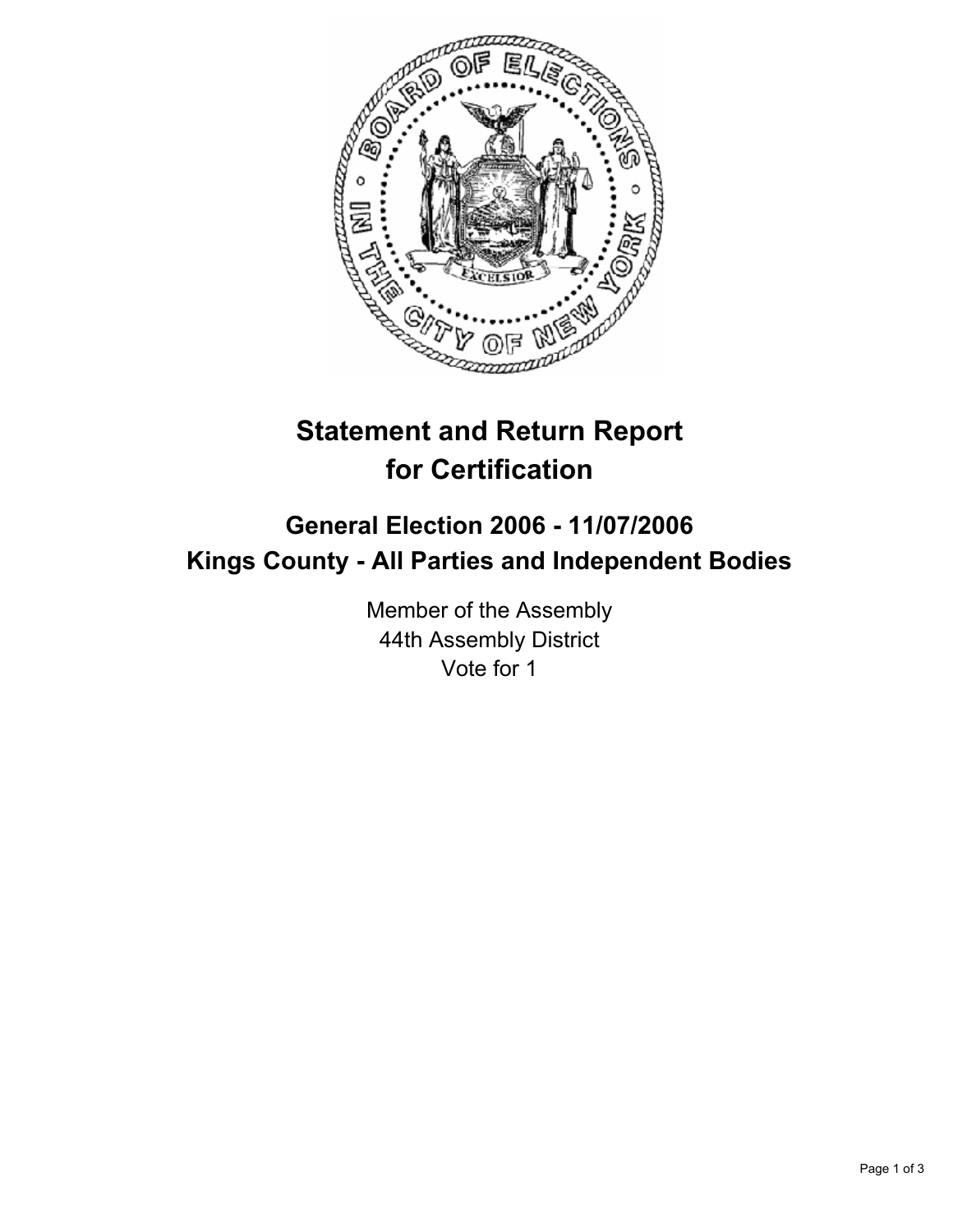# Statement and Return Report for Certification

## General Election 2006 - 11/07/2006
## Kings County - All Parties and Independent Bodies

Member of the Assembly
44th Assembly District
Vote for 1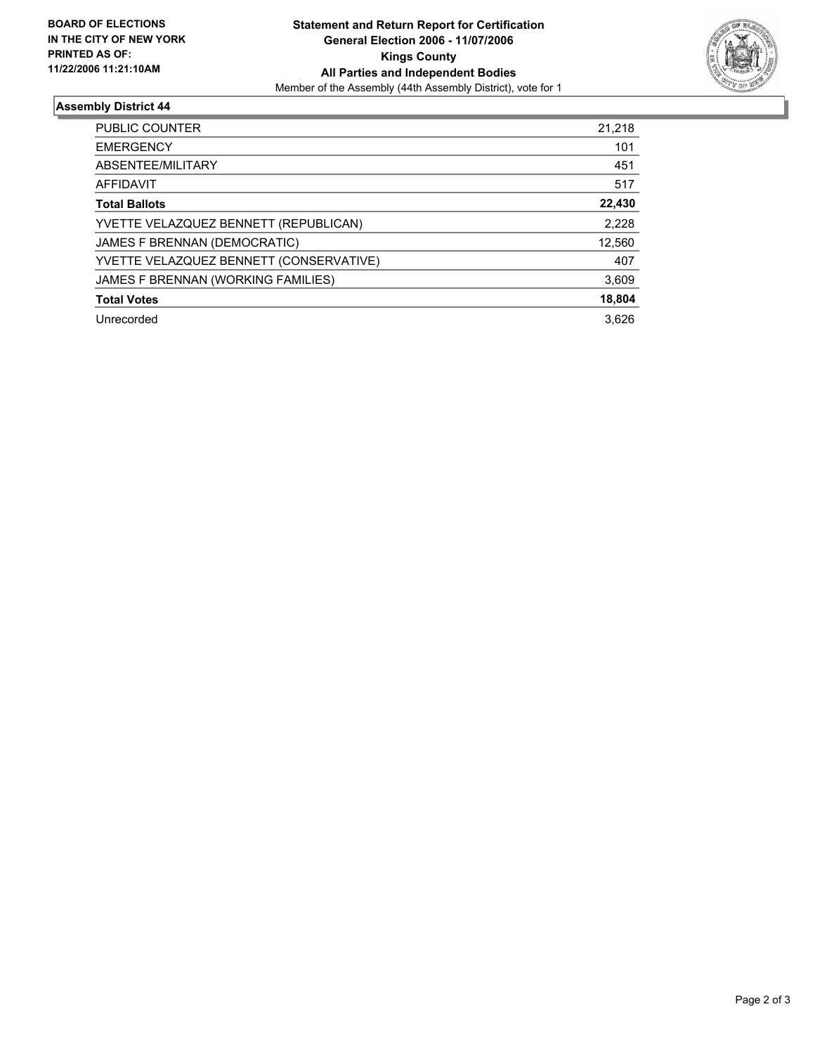**BOARD OF ELECTIONS IN THE CITY OF NEW YORK PRINTED AS OF: 11/22/2006 11:21:10AM**

**Statement and Return Report for Certification**
**General Election 2006 - 11/07/2006**
**Kings County**
**All Parties and Independent Bodies**
Member of the Assembly (44th Assembly District), vote for 1

## Assembly District 44

| | |
|---|---|
| PUBLIC COUNTER | 21,218 |
| EMERGENCY | 101 |
| ABSENTEE/MILITARY | 451 |
| AFFIDAVIT | 517 |
| **Total Ballots** | **22,430** |
| YVETTE VELAZQUEZ BENNETT (REPUBLICAN) | 2,228 |
| JAMES F BRENNAN (DEMOCRATIC) | 12,560 |
| YVETTE VELAZQUEZ BENNETT (CONSERVATIVE) | 407 |
| JAMES F BRENNAN (WORKING FAMILIES) | 3,609 |
| **Total Votes** | **18,804** |
| Unrecorded | 3,626 |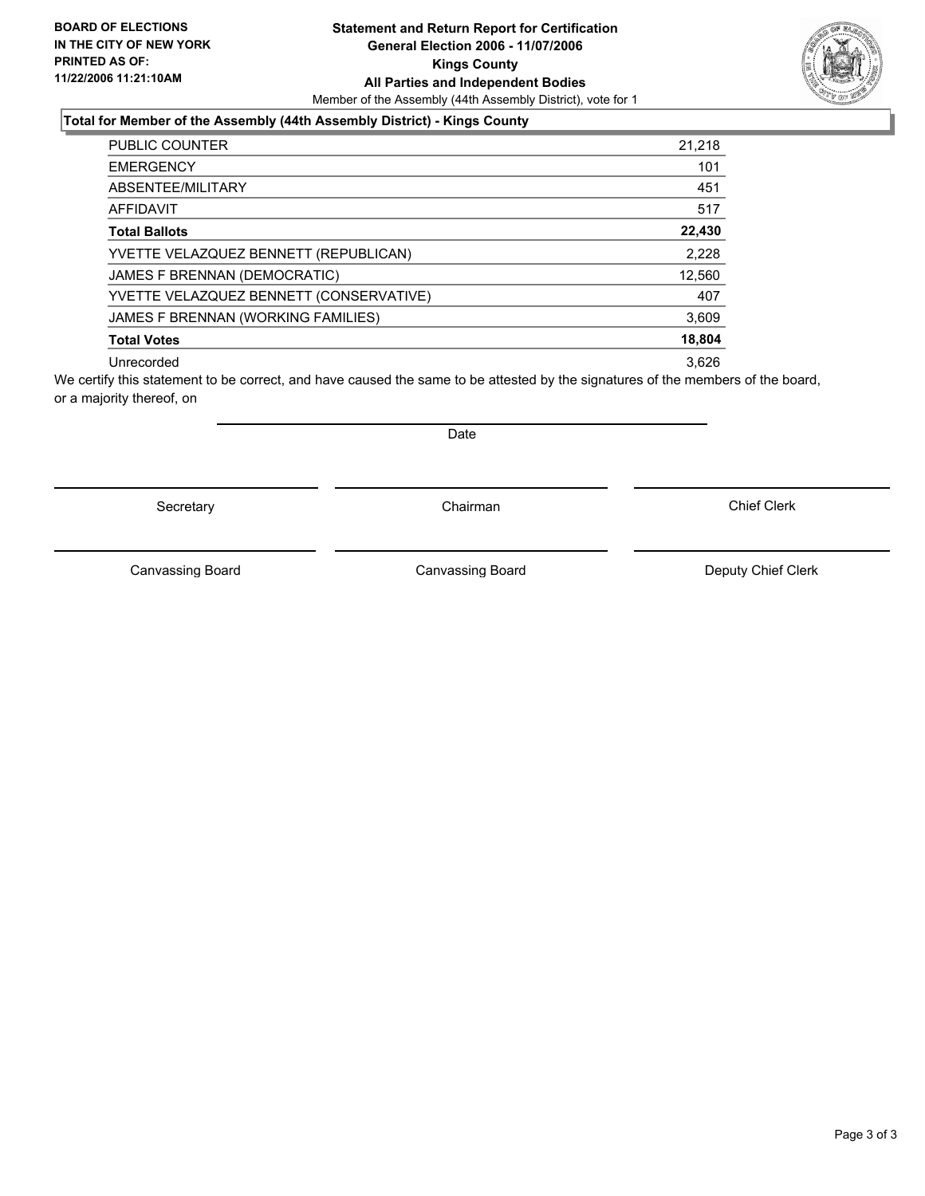**BOARD OF ELECTIONS IN THE CITY OF NEW YORK PRINTED AS OF: 11/22/2006 11:21:10AM**

**Statement and Return Report for Certification**
**General Election 2006 - 11/07/2006**
**Kings County**
**All Parties and Independent Bodies**
Member of the Assembly (44th Assembly District), vote for 1

**Total for Member of the Assembly (44th Assembly District) - Kings County**

| | |
|---|---|
| PUBLIC COUNTER | 21,218 |
| EMERGENCY | 101 |
| ABSENTEE/MILITARY | 451 |
| AFFIDAVIT | 517 |
| **Total Ballots** | **22,430** |
| YVETTE VELAZQUEZ BENNETT (REPUBLICAN) | 2,228 |
| JAMES F BRENNAN (DEMOCRATIC) | 12,560 |
| YVETTE VELAZQUEZ BENNETT (CONSERVATIVE) | 407 |
| JAMES F BRENNAN (WORKING FAMILIES) | 3,609 |
| **Total Votes** | **18,804** |
| Unrecorded | 3,626 |

We certify this statement to be correct, and have caused the same to be attested by the signatures of the members of the board, or a majority thereof, on

Date

Secretary | Chairman | Chief Clerk

Canvassing Board | Canvassing Board | Deputy Chief Clerk